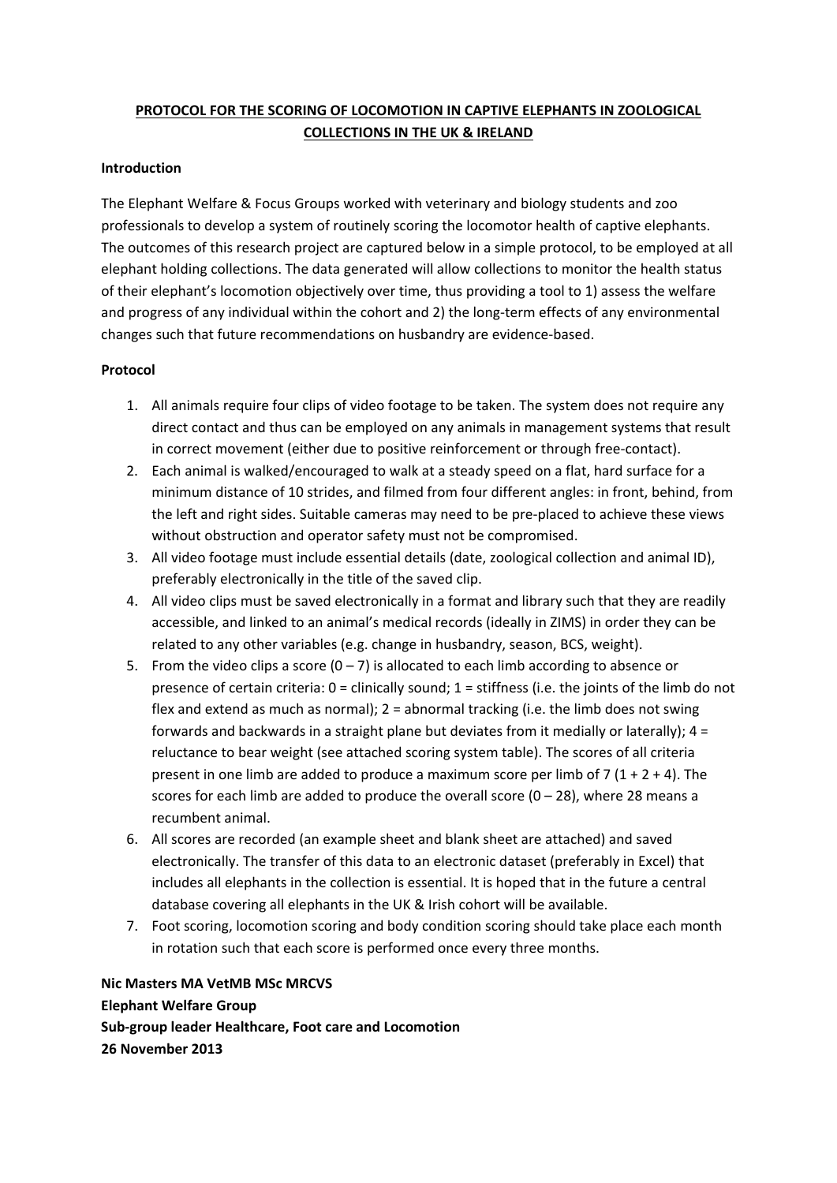# PROTOCOL FOR THE SCORING OF LOCOMOTION IN CAPTIVE ELEPHANTS IN ZOOLOGICAL COLLECTIONS IN THE UK & IRELAND

**Introduction**

The Elephant Welfare & Focus Groups worked with veterinary and biology students and zoo professionals to develop a system of routinely scoring the locomotor health of captive elephants. The outcomes of this research project are captured below in a simple protocol, to be employed at all elephant holding collections. The data generated will allow collections to monitor the health status of their elephant's locomotion objectively over time, thus providing a tool to 1) assess the welfare and progress of any individual within the cohort and 2) the long-term effects of any environmental changes such that future recommendations on husbandry are evidence-based.

**Protocol**

1. All animals require four clips of video footage to be taken. The system does not require any direct contact and thus can be employed on any animals in management systems that result in correct movement (either due to positive reinforcement or through free-contact).
2. Each animal is walked/encouraged to walk at a steady speed on a flat, hard surface for a minimum distance of 10 strides, and filmed from four different angles: in front, behind, from the left and right sides. Suitable cameras may need to be pre-placed to achieve these views without obstruction and operator safety must not be compromised.
3. All video footage must include essential details (date, zoological collection and animal ID), preferably electronically in the title of the saved clip.
4. All video clips must be saved electronically in a format and library such that they are readily accessible, and linked to an animal's medical records (ideally in ZIMS) in order they can be related to any other variables (e.g. change in husbandry, season, BCS, weight).
5. From the video clips a score (0 – 7) is allocated to each limb according to absence or presence of certain criteria: 0 = clinically sound; 1 = stiffness (i.e. the joints of the limb do not flex and extend as much as normal); 2 = abnormal tracking (i.e. the limb does not swing forwards and backwards in a straight plane but deviates from it medially or laterally); 4 = reluctance to bear weight (see attached scoring system table). The scores of all criteria present in one limb are added to produce a maximum score per limb of 7 (1 + 2 + 4). The scores for each limb are added to produce the overall score (0 – 28), where 28 means a recumbent animal.
6. All scores are recorded (an example sheet and blank sheet are attached) and saved electronically. The transfer of this data to an electronic dataset (preferably in Excel) that includes all elephants in the collection is essential. It is hoped that in the future a central database covering all elephants in the UK & Irish cohort will be available.
7. Foot scoring, locomotion scoring and body condition scoring should take place each month in rotation such that each score is performed once every three months.

**Nic Masters MA VetMB MSc MRCVS**
**Elephant Welfare Group**
**Sub-group leader Healthcare, Foot care and Locomotion**
**26 November 2013**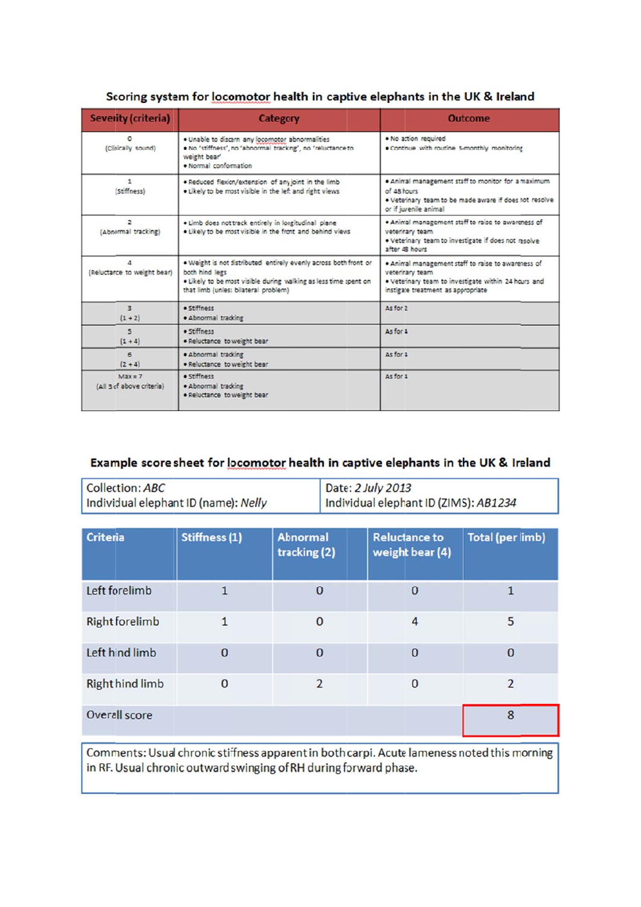## Scoring system for locomotor health in captive elephants in the UK & Ireland

| Severity (criteria) | Category | Outcome |
|---|---|---|
| 0 (Clinically sound) | • Unable to discern any locomotor abnormalities<br>• No 'stiffness', no 'abnormal tracking', no 'reluctance to weight bear'<br>• Normal conformation | • No action required<br>• Continue with routine 3-monthly monitoring |
| 1 (Stiffness) | • Reduced flexion/extension of any joint in the limb<br>• Likely to be most visible in the left and right views | • Animal management staff to monitor for a maximum of 48 hours<br>• Veterinary team to be made aware if does not resolve or if juvenile animal |
| 2 (Abnormal tracking) | • Limb does not track entirely in longitudinal plane<br>• Likely to be most visible in the front and behind views | • Animal management staff to raise to awareness of veterinary team<br>• Veterinary team to investigate if does not resolve after 48 hours |
| 4 (Reluctance to weight bear) | • Weight is not distributed entirely evenly across both front or both hind legs<br>• Likely to be most visible during walking as less time spent on that limb (unless bilateral problem) | • Animal management staff to raise to awareness of veterinary team<br>• Veterinary team to investigate within 24 hours and instigate treatment as appropriate |
| 3 (1 + 2) | • Stiffness<br>• Abnormal tracking | As for 2 |
| 5 (1 + 4) | • Stiffness<br>• Reluctance to weight bear | As for 4 |
| 6 (2 + 4) | • Abnormal tracking<br>• Reluctance to weight bear | As for 4 |
| Max = 7 (All 3 of above criteria) | • Stiffness<br>• Abnormal tracking<br>• Reluctance to weight bear | As for 4 |

## Example score sheet for locomotor health in captive elephants in the UK & Ireland

| | |
|---|---|
| Collection: *ABC*<br>Individual elephant ID (name): *Nelly* | Date: *2 July 2013*<br>Individual elephant ID (ZIMS): *AB1234* |

| Criteria | Stiffness (1) | Abnormal tracking (2) | Reluctance to weight bear (4) | Total (per limb) |
|---|---|---|---|---|
| Left forelimb | 1 | 0 | 0 | 1 |
| Right forelimb | 1 | 0 | 4 | 5 |
| Left hind limb | 0 | 0 | 0 | 0 |
| Right hind limb | 0 | 2 | 0 | 2 |
| Overall score | | | | 8 |

Comments: Usual chronic stiffness apparent in both carpi. Acute lameness noted this morning in RF. Usual chronic outward swinging of RH during forward phase.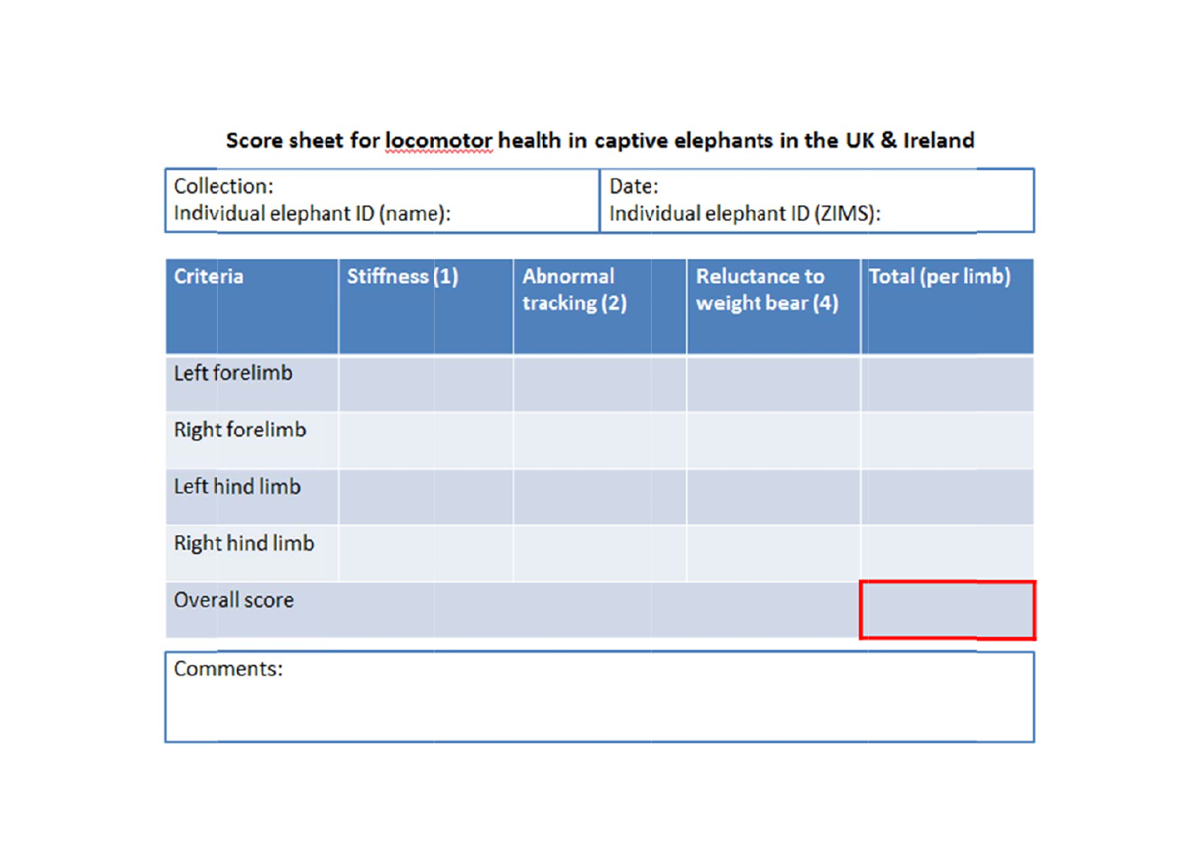# Score sheet for locomotor health in captive elephants in the UK & Ireland

| | |
|---|---|
| Collection:<br>Individual elephant ID (name): | Date:<br>Individual elephant ID (ZIMS): |

| Criteria | Stiffness (1) | Abnormal tracking (2) | Reluctance to weight bear (4) | Total (per limb) |
|---|---|---|---|---|
| Left forelimb | | | | |
| Right forelimb | | | | |
| Left hind limb | | | | |
| Right hind limb | | | | |
| Overall score | | | | |

Comments: